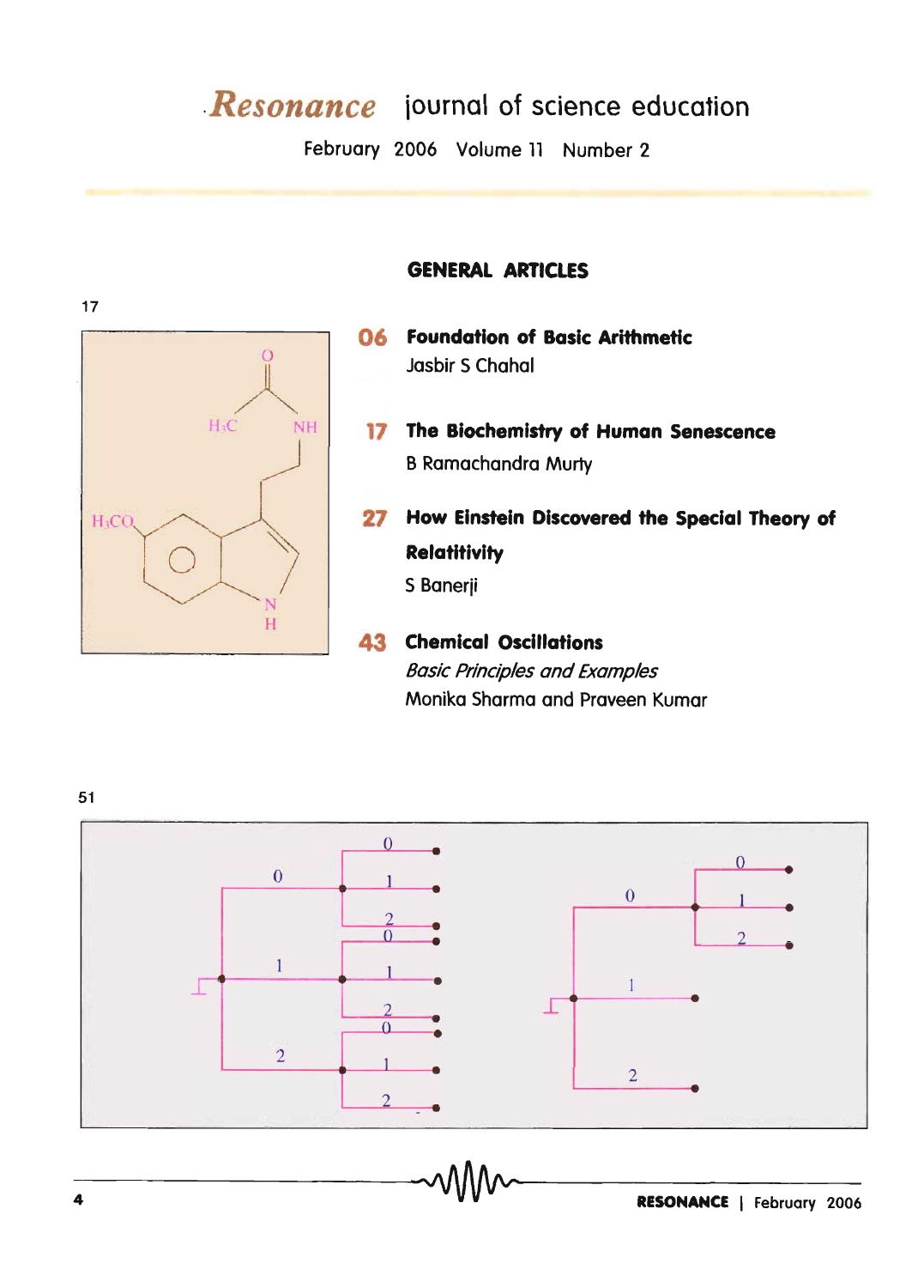# *Resonance* journal of science education

February 2006 Volume 11 Number 2

## GENERAL ARTICLES

17

O

$H_3C$ NH

$H_3CO$

N
H

**06 Foundation of Basic Arithmetic**
Jasbir S Chahal

**17 The Biochemistry of Human Senescence**
B Ramachandra Murty

**27 How Einstein Discovered the Special Theory of Relatitivity**
S Banerji

**43 Chemical Oscillations**
*Basic Principles and Examples*
Monika Sharma and Praveen Kumar

51

0
1
2
0
1
2
0
1
2
0
1
2

0
1
2
0
1
2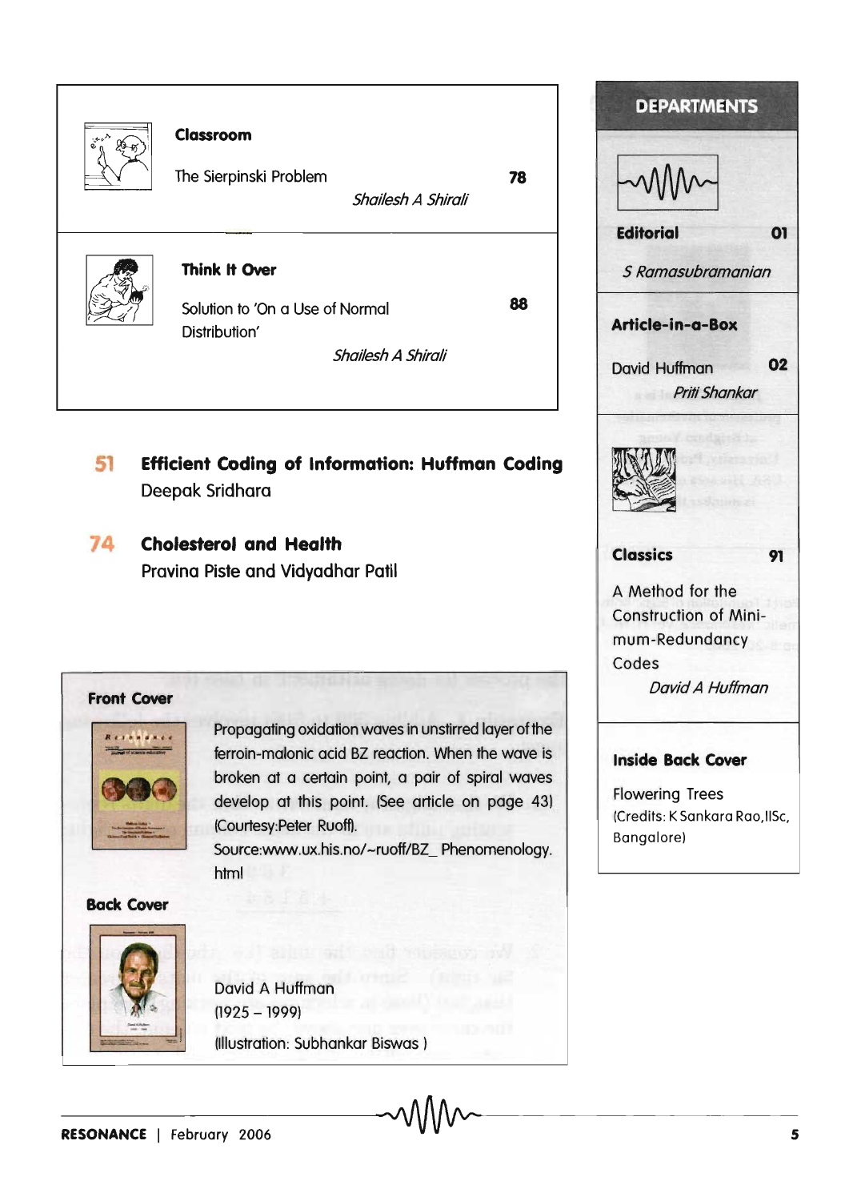### Classroom

The Sierpinski Problem — 78

*Shailesh A Shirali*

### Think It Over

Solution to 'On a Use of Normal Distribution' — 88

*Shailesh A Shirali*

**51 Efficient Coding of Information: Huffman Coding**
Deepak Sridhara

**74 Cholesterol and Health**
Pravina Piste and Vidyadhar Patil

**Front Cover**

Propagating oxidation waves in unstirred layer of the ferroin-malonic acid BZ reaction. When the wave is broken at a certain point, a pair of spiral waves develop at this point. (See article on page 43) (Courtesy:Peter Ruoff).
Source:www.ux.his.no/~ruoff/BZ_ Phenomenology.html

**Back Cover**

David A Huffman
(1925 – 1999)
(Illustration: Subhankar Biswas )

## DEPARTMENTS

**Editorial** — 01

*S Ramasubramanian*

**Article-in-a-Box**

David Huffman — 02

*Priti Shankar*

**Classics** — 91

A Method for the Construction of Minimum-Redundancy Codes

*David A Huffman*

**Inside Back Cover**

Flowering Trees
(Credits: K Sankara Rao, IISc, Bangalore)